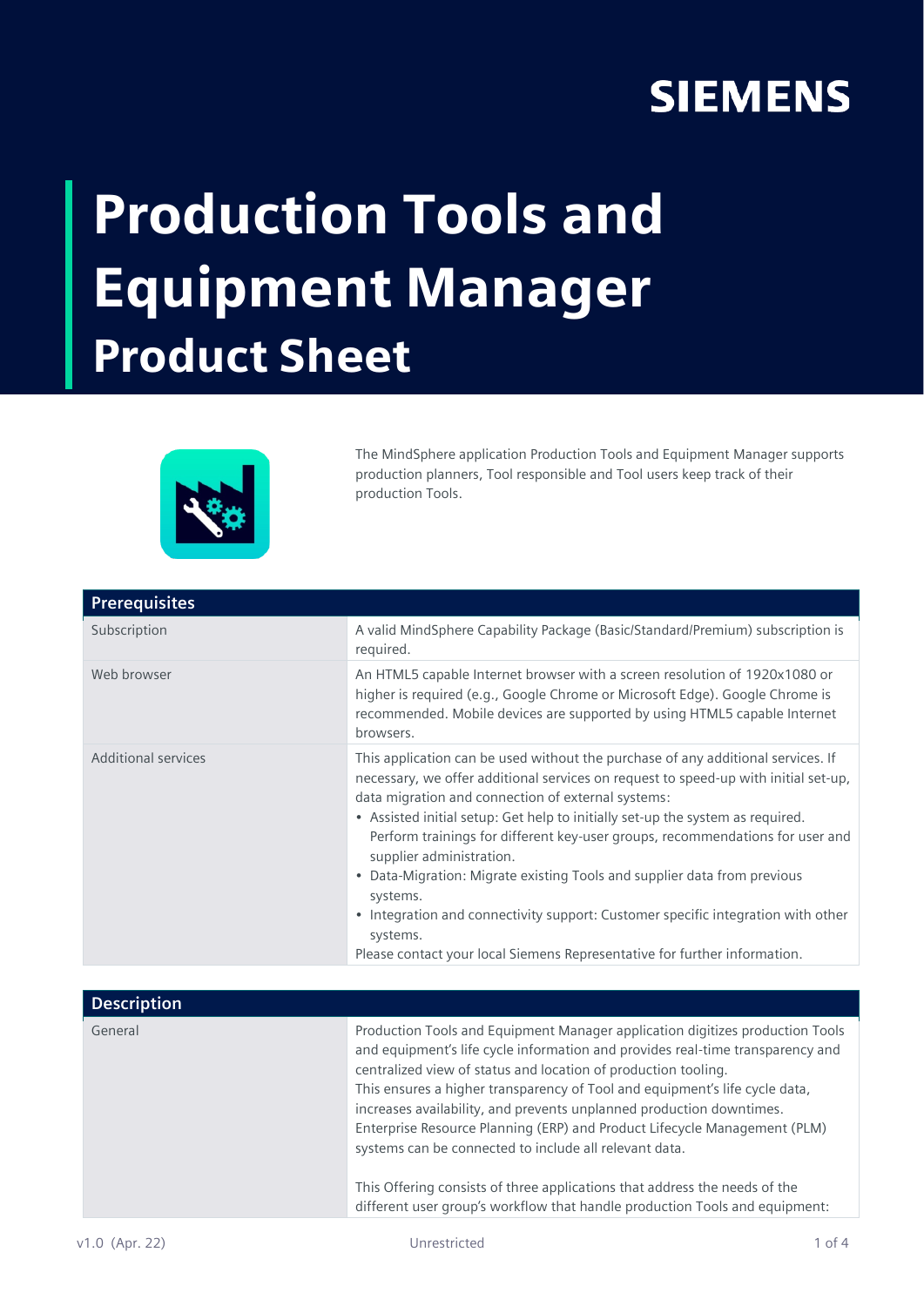SIEMENS

# Production Tools and Equipment Manager
## Product Sheet

The MindSphere application Production Tools and Equipment Manager supports production planners, Tool responsible and Tool users keep track of their production Tools.

| Prerequisites | |
|---|---|
| Subscription | A valid MindSphere Capability Package (Basic/Standard/Premium) subscription is required. |
| Web browser | An HTML5 capable Internet browser with a screen resolution of 1920x1080 or higher is required (e.g., Google Chrome or Microsoft Edge). Google Chrome is recommended. Mobile devices are supported by using HTML5 capable Internet browsers. |
| Additional services | This application can be used without the purchase of any additional services. If necessary, we offer additional services on request to speed-up with initial set-up, data migration and connection of external systems:<br>• Assisted initial setup: Get help to initially set-up the system as required. Perform trainings for different key-user groups, recommendations for user and supplier administration.<br>• Data-Migration: Migrate existing Tools and supplier data from previous systems.<br>• Integration and connectivity support: Customer specific integration with other systems.<br>Please contact your local Siemens Representative for further information. |

| Description | |
|---|---|
| General | Production Tools and Equipment Manager application digitizes production Tools and equipment's life cycle information and provides real-time transparency and centralized view of status and location of production tooling.<br>This ensures a higher transparency of Tool and equipment's life cycle data, increases availability, and prevents unplanned production downtimes.<br>Enterprise Resource Planning (ERP) and Product Lifecycle Management (PLM) systems can be connected to include all relevant data.<br><br>This Offering consists of three applications that address the needs of the different user group's workflow that handle production Tools and equipment: |

v1.0 (Apr. 22) Unrestricted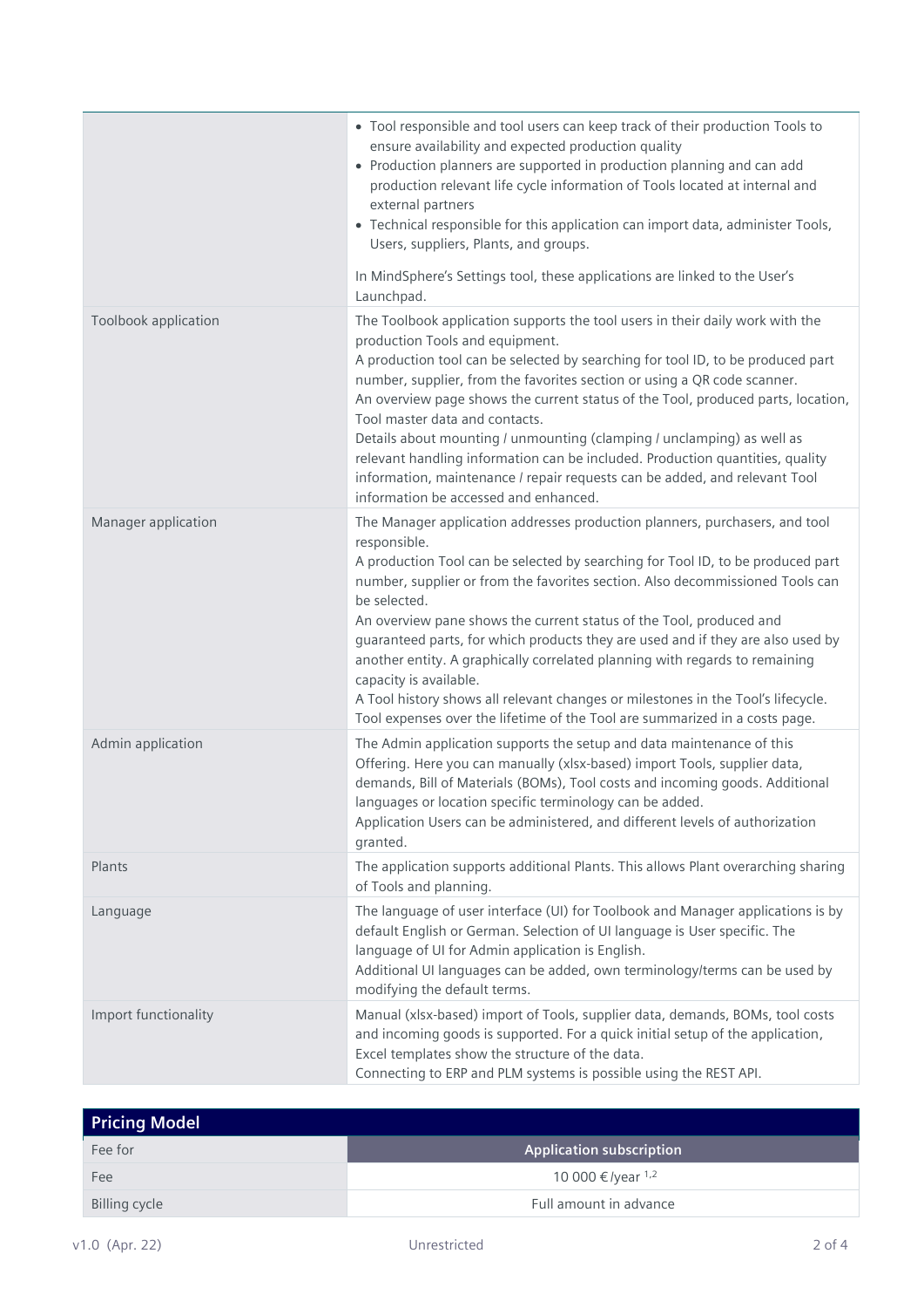| | |
|---|---|
| | • Tool responsible and tool users can keep track of their production Tools to ensure availability and expected production quality<br>• Production planners are supported in production planning and can add production relevant life cycle information of Tools located at internal and external partners<br>• Technical responsible for this application can import data, administer Tools, Users, suppliers, Plants, and groups.<br><br>In MindSphere's Settings tool, these applications are linked to the User's Launchpad. |
| Toolbook application | The Toolbook application supports the tool users in their daily work with the production Tools and equipment.<br>A production tool can be selected by searching for tool ID, to be produced part number, supplier, from the favorites section or using a QR code scanner.<br>An overview page shows the current status of the Tool, produced parts, location, Tool master data and contacts.<br>Details about mounting / unmounting (clamping / unclamping) as well as relevant handling information can be included. Production quantities, quality information, maintenance / repair requests can be added, and relevant Tool information be accessed and enhanced. |
| Manager application | The Manager application addresses production planners, purchasers, and tool responsible.<br>A production Tool can be selected by searching for Tool ID, to be produced part number, supplier or from the favorites section. Also decommissioned Tools can be selected.<br>An overview pane shows the current status of the Tool, produced and guaranteed parts, for which products they are used and if they are also used by another entity. A graphically correlated planning with regards to remaining capacity is available.<br>A Tool history shows all relevant changes or milestones in the Tool's lifecycle. Tool expenses over the lifetime of the Tool are summarized in a costs page. |
| Admin application | The Admin application supports the setup and data maintenance of this Offering. Here you can manually (xlsx-based) import Tools, supplier data, demands, Bill of Materials (BOMs), Tool costs and incoming goods. Additional languages or location specific terminology can be added.<br>Application Users can be administered, and different levels of authorization granted. |
| Plants | The application supports additional Plants. This allows Plant overarching sharing of Tools and planning. |
| Language | The language of user interface (UI) for Toolbook and Manager applications is by default English or German. Selection of UI language is User specific. The language of UI for Admin application is English.<br>Additional UI languages can be added, own terminology/terms can be used by modifying the default terms. |
| Import functionality | Manual (xlsx-based) import of Tools, supplier data, demands, BOMs, tool costs and incoming goods is supported. For a quick initial setup of the application, Excel templates show the structure of the data.<br>Connecting to ERP and PLM systems is possible using the REST API. |

## Pricing Model

| Fee for | Application subscription |
|---|---|
| Fee | 10 000 € /year [1,2] |
| Billing cycle | Full amount in advance |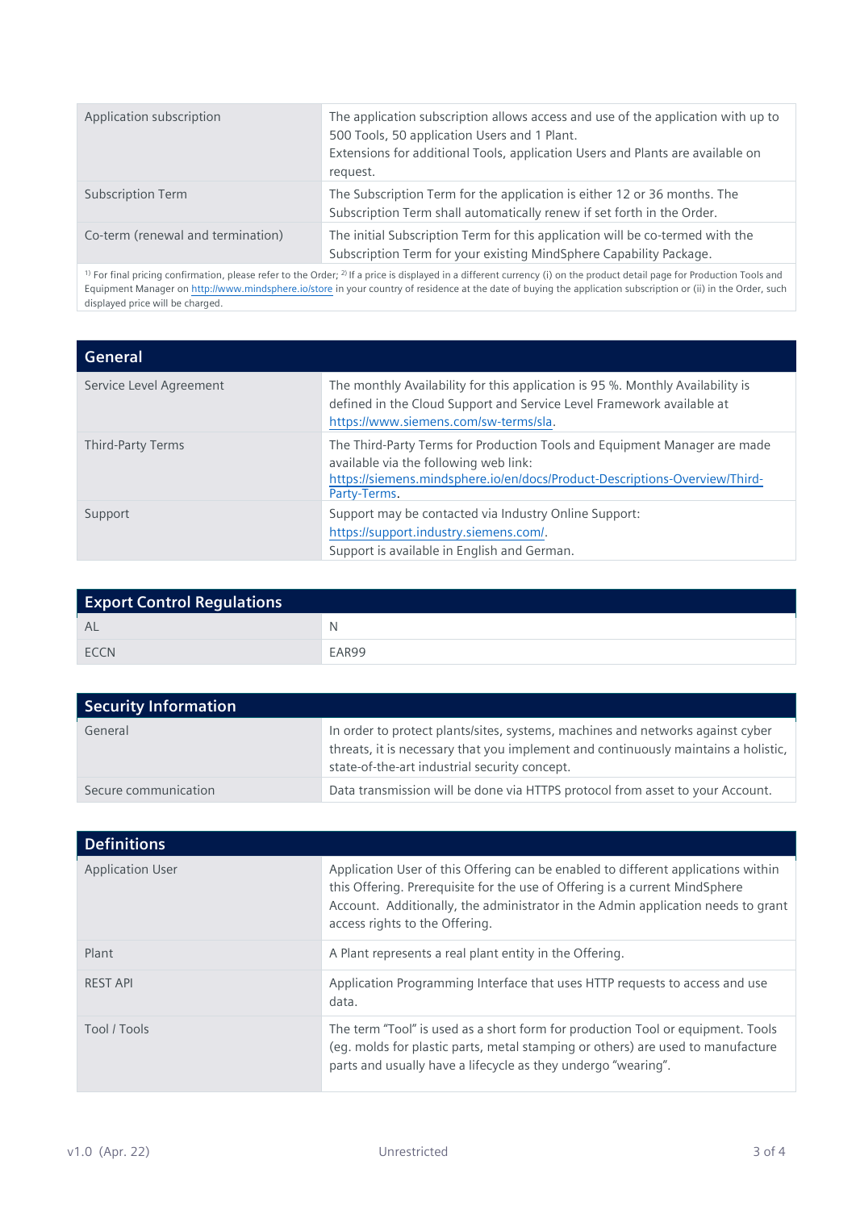| | |
|---|---|
| Application subscription | The application subscription allows access and use of the application with up to 500 Tools, 50 application Users and 1 Plant.<br>Extensions for additional Tools, application Users and Plants are available on request. |
| Subscription Term | The Subscription Term for the application is either 12 or 36 months. The Subscription Term shall automatically renew if set forth in the Order. |
| Co-term (renewal and termination) | The initial Subscription Term for this application will be co-termed with the Subscription Term for your existing MindSphere Capability Package. |

[1] For final pricing confirmation, please refer to the Order; [2] If a price is displayed in a different currency (i) on the product detail page for Production Tools and Equipment Manager on http://www.mindsphere.io/store in your country of residence at the date of buying the application subscription or (ii) in the Order, such displayed price will be charged.

## General

| | |
|---|---|
| Service Level Agreement | The monthly Availability for this application is 95 %. Monthly Availability is defined in the Cloud Support and Service Level Framework available at https://www.siemens.com/sw-terms/sla. |
| Third-Party Terms | The Third-Party Terms for Production Tools and Equipment Manager are made available via the following web link: https://siemens.mindsphere.io/en/docs/Product-Descriptions-Overview/Third-Party-Terms. |
| Support | Support may be contacted via Industry Online Support: https://support.industry.siemens.com/.<br>Support is available in English and German. |

## Export Control Regulations

| | |
|---|---|
| AL | N |
| ECCN | EAR99 |

## Security Information

| | |
|---|---|
| General | In order to protect plants/sites, systems, machines and networks against cyber threats, it is necessary that you implement and continuously maintains a holistic, state-of-the-art industrial security concept. |
| Secure communication | Data transmission will be done via HTTPS protocol from asset to your Account. |

## Definitions

| | |
|---|---|
| Application User | Application User of this Offering can be enabled to different applications within this Offering. Prerequisite for the use of Offering is a current MindSphere Account. Additionally, the administrator in the Admin application needs to grant access rights to the Offering. |
| Plant | A Plant represents a real plant entity in the Offering. |
| REST API | Application Programming Interface that uses HTTP requests to access and use data. |
| Tool / Tools | The term "Tool" is used as a short form for production Tool or equipment. Tools (eg. molds for plastic parts, metal stamping or others) are used to manufacture parts and usually have a lifecycle as they undergo "wearing". |

v1.0 (Apr. 22) Unrestricted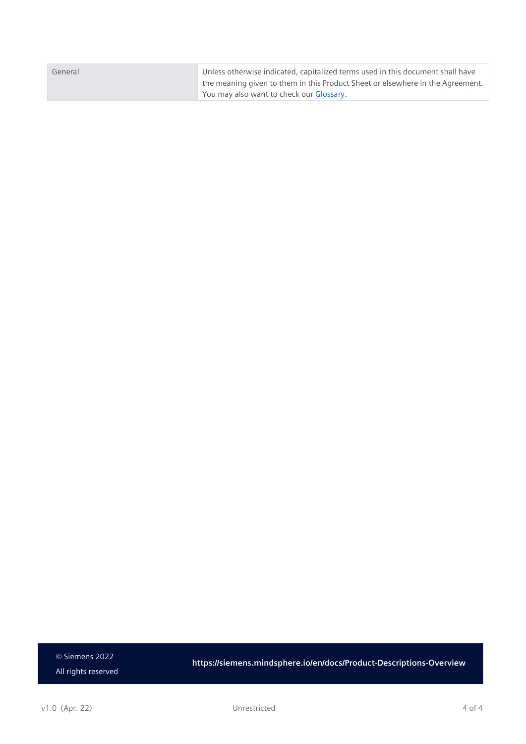| | |
|---|---|
| General | Unless otherwise indicated, capitalized terms used in this document shall have the meaning given to them in this Product Sheet or elsewhere in the Agreement. You may also want to check our Glossary. |

© Siemens 2022

All rights reserved

**https://siemens.mindsphere.io/en/docs/Product-Descriptions-Overview**

v1.0 (Apr. 22)

Unrestricted